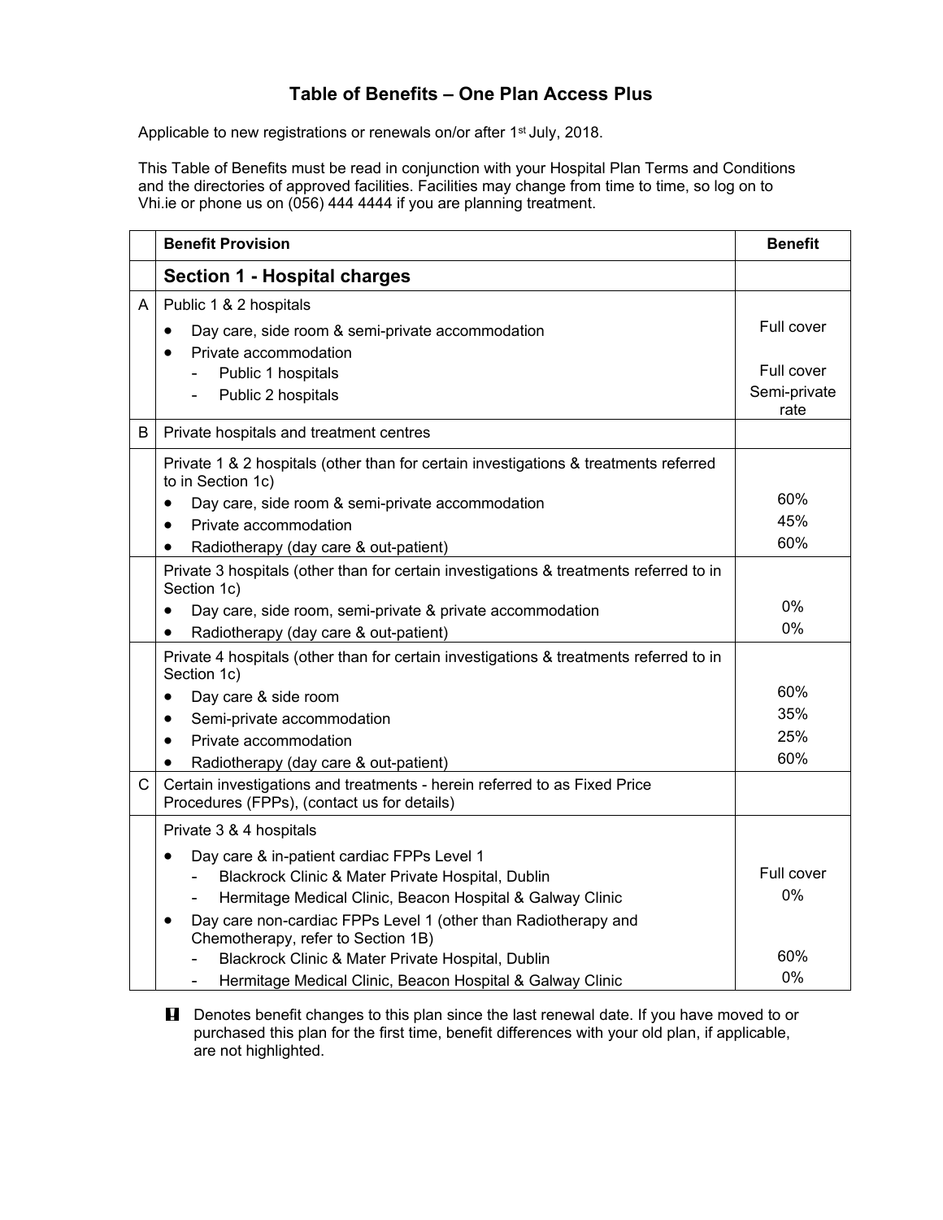# Table of Benefits – One Plan Access Plus

Applicable to new registrations or renewals on/or after 1st July, 2018.

This Table of Benefits must be read in conjunction with your Hospital Plan Terms and Conditions and the directories of approved facilities. Facilities may change from time to time, so log on to Vhi.ie or phone us on (056) 444 4444 if you are planning treatment.

| | Benefit Provision | Benefit |
|---|---|---|
| | **Section 1 - Hospital charges** | |
| A | Public 1 & 2 hospitals | |
| | • Day care, side room & semi-private accommodation | Full cover |
| | • Private accommodation | |
| | - Public 1 hospitals | Full cover |
| | - Public 2 hospitals | Semi-private rate |
| B | Private hospitals and treatment centres | |
| | Private 1 & 2 hospitals (other than for certain investigations & treatments referred to in Section 1c) | |
| | • Day care, side room & semi-private accommodation | 60% |
| | • Private accommodation | 45% |
| | • Radiotherapy (day care & out-patient) | 60% |
| | Private 3 hospitals (other than for certain investigations & treatments referred to in Section 1c) | |
| | • Day care, side room, semi-private & private accommodation | 0% |
| | • Radiotherapy (day care & out-patient) | 0% |
| | Private 4 hospitals (other than for certain investigations & treatments referred to in Section 1c) | |
| | • Day care & side room | 60% |
| | • Semi-private accommodation | 35% |
| | • Private accommodation | 25% |
| | • Radiotherapy (day care & out-patient) | 60% |
| C | Certain investigations and treatments - herein referred to as Fixed Price Procedures (FPPs), (contact us for details) | |
| | Private 3 & 4 hospitals | |
| | • Day care & in-patient cardiac FPPs Level 1 | |
| | - Blackrock Clinic & Mater Private Hospital, Dublin | Full cover |
| | - Hermitage Medical Clinic, Beacon Hospital & Galway Clinic | 0% |
| | • Day care non-cardiac FPPs Level 1 (other than Radiotherapy and Chemotherapy, refer to Section 1B) | |
| | - Blackrock Clinic & Mater Private Hospital, Dublin | 60% |
| | - Hermitage Medical Clinic, Beacon Hospital & Galway Clinic | 0% |

! Denotes benefit changes to this plan since the last renewal date. If you have moved to or purchased this plan for the first time, benefit differences with your old plan, if applicable, are not highlighted.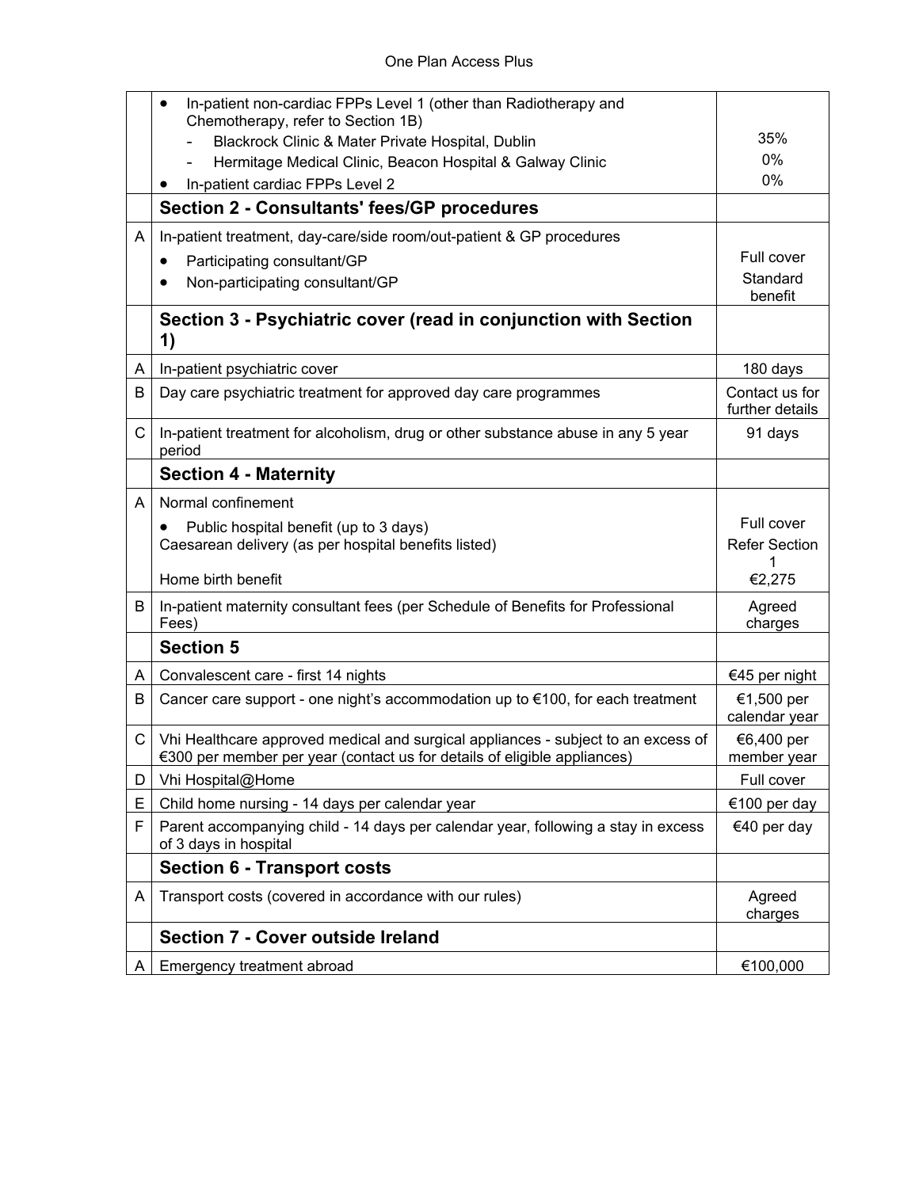| | | |
|---|---|---|
| | • In-patient non-cardiac FPPs Level 1 (other than Radiotherapy and Chemotherapy, refer to Section 1B)<br>- Blackrock Clinic & Mater Private Hospital, Dublin<br>- Hermitage Medical Clinic, Beacon Hospital & Galway Clinic<br>• In-patient cardiac FPPs Level 2 | <br>35%<br>0%<br>0% |
| | **Section 2 - Consultants' fees/GP procedures** | |
| A | In-patient treatment, day-care/side room/out-patient & GP procedures<br>• Participating consultant/GP<br>• Non-participating consultant/GP | <br>Full cover<br>Standard benefit |
| | **Section 3 - Psychiatric cover (read in conjunction with Section 1)** | |
| A | In-patient psychiatric cover | 180 days |
| B | Day care psychiatric treatment for approved day care programmes | Contact us for further details |
| C | In-patient treatment for alcoholism, drug or other substance abuse in any 5 year period | 91 days |
| | **Section 4 - Maternity** | |
| A | Normal confinement<br>• Public hospital benefit (up to 3 days)<br>Caesarean delivery (as per hospital benefits listed)<br>Home birth benefit | <br>Full cover<br>Refer Section 1<br>€2,275 |
| B | In-patient maternity consultant fees (per Schedule of Benefits for Professional Fees) | Agreed charges |
| | **Section 5** | |
| A | Convalescent care - first 14 nights | €45 per night |
| B | Cancer care support - one night's accommodation up to €100, for each treatment | €1,500 per calendar year |
| C | Vhi Healthcare approved medical and surgical appliances - subject to an excess of €300 per member per year (contact us for details of eligible appliances) | €6,400 per member year |
| D | Vhi Hospital@Home | Full cover |
| E | Child home nursing - 14 days per calendar year | €100 per day |
| F | Parent accompanying child - 14 days per calendar year, following a stay in excess of 3 days in hospital | €40 per day |
| | **Section 6 - Transport costs** | |
| A | Transport costs (covered in accordance with our rules) | Agreed charges |
| | **Section 7 - Cover outside Ireland** | |
| A | Emergency treatment abroad | €100,000 |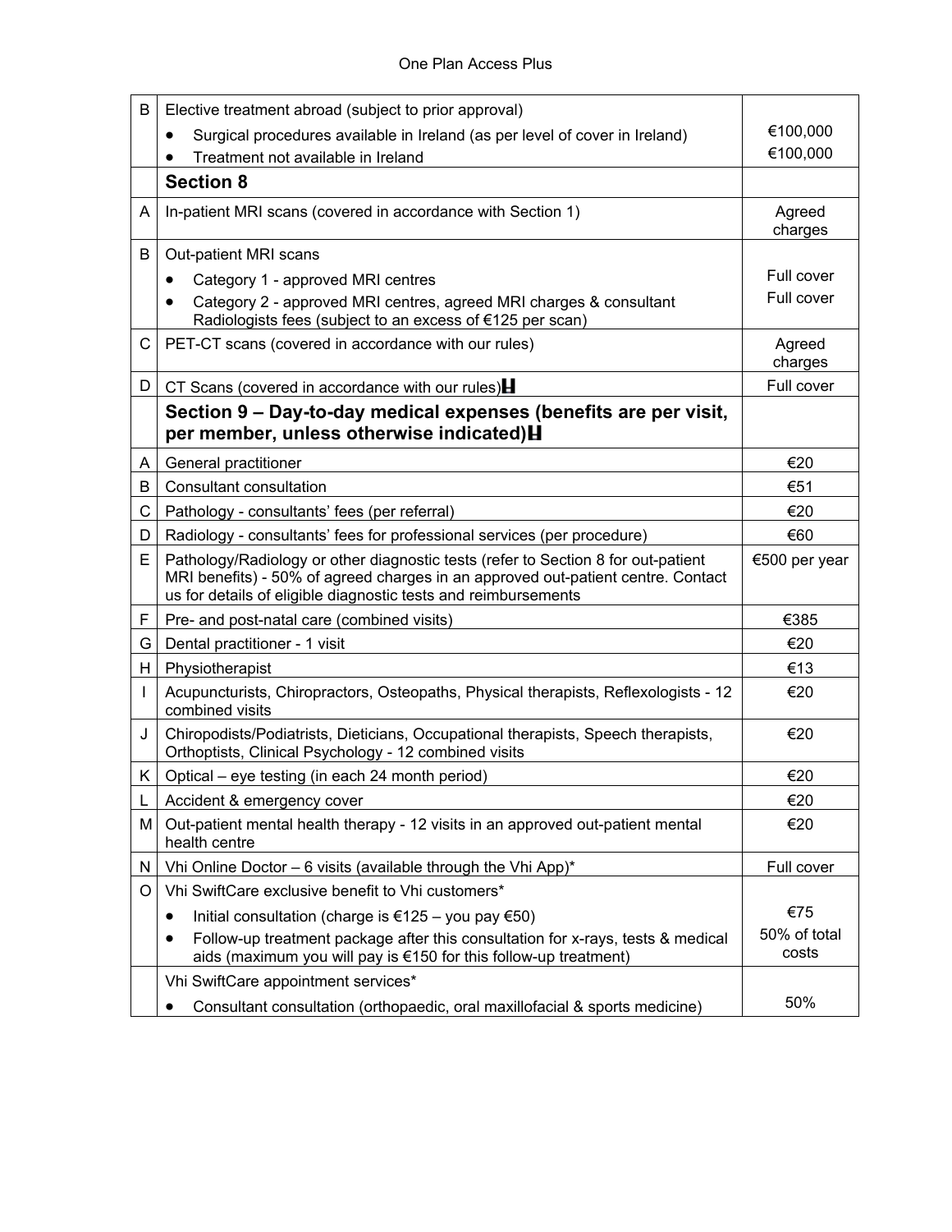| | | |
|---|---|---|
| B | Elective treatment abroad (subject to prior approval)<br>• Surgical procedures available in Ireland (as per level of cover in Ireland)<br>• Treatment not available in Ireland | €100,000<br>€100,000 |
| | **Section 8** | |
| A | In-patient MRI scans (covered in accordance with Section 1) | Agreed charges |
| B | Out-patient MRI scans<br>• Category 1 - approved MRI centres<br>• Category 2 - approved MRI centres, agreed MRI charges & consultant Radiologists fees (subject to an excess of €125 per scan) | Full cover<br>Full cover |
| C | PET-CT scans (covered in accordance with our rules) | Agreed charges |
| D | CT Scans (covered in accordance with our rules)H | Full cover |
| | **Section 9 – Day-to-day medical expenses (benefits are per visit, per member, unless otherwise indicated)H** | |
| A | General practitioner | €20 |
| B | Consultant consultation | €51 |
| C | Pathology - consultants' fees (per referral) | €20 |
| D | Radiology - consultants' fees for professional services (per procedure) | €60 |
| E | Pathology/Radiology or other diagnostic tests (refer to Section 8 for out-patient MRI benefits) - 50% of agreed charges in an approved out-patient centre. Contact us for details of eligible diagnostic tests and reimbursements | €500 per year |
| F | Pre- and post-natal care (combined visits) | €385 |
| G | Dental practitioner - 1 visit | €20 |
| H | Physiotherapist | €13 |
| I | Acupuncturists, Chiropractors, Osteopaths, Physical therapists, Reflexologists - 12 combined visits | €20 |
| J | Chiropodists/Podiatrists, Dieticians, Occupational therapists, Speech therapists, Orthoptists, Clinical Psychology - 12 combined visits | €20 |
| K | Optical – eye testing (in each 24 month period) | €20 |
| L | Accident & emergency cover | €20 |
| M | Out-patient mental health therapy - 12 visits in an approved out-patient mental health centre | €20 |
| N | Vhi Online Doctor – 6 visits (available through the Vhi App)* | Full cover |
| O | Vhi SwiftCare exclusive benefit to Vhi customers*<br>• Initial consultation (charge is €125 – you pay €50)<br>• Follow-up treatment package after this consultation for x-rays, tests & medical aids (maximum you will pay is €150 for this follow-up treatment) | €75<br>50% of total costs |
| | Vhi SwiftCare appointment services*<br>• Consultant consultation (orthopaedic, oral maxillofacial & sports medicine) | 50% |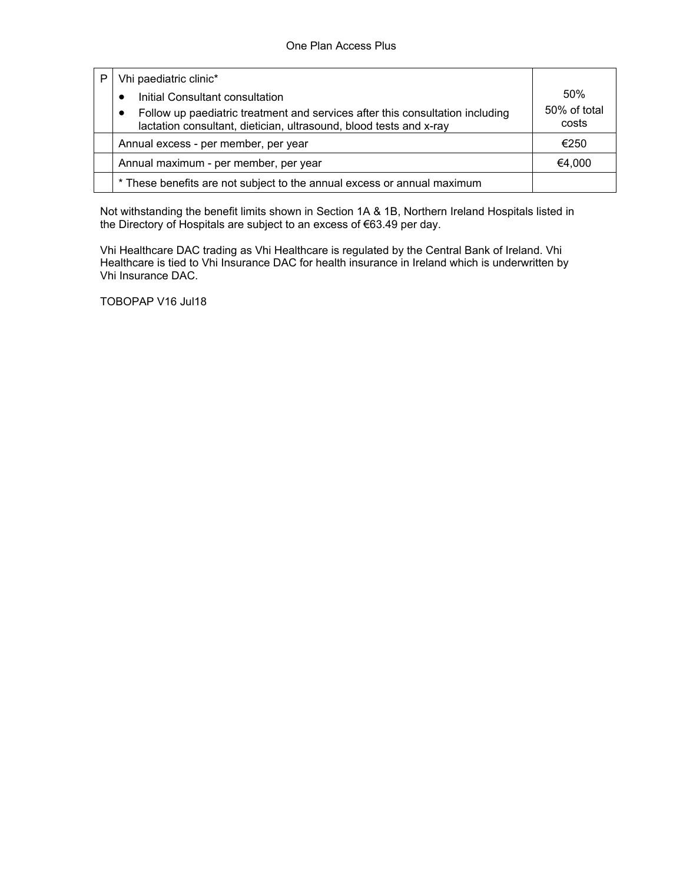| | | |
|---|---|---|
| P | Vhi paediatric clinic*<br>• Initial Consultant consultation<br>• Follow up paediatric treatment and services after this consultation including lactation consultant, dietician, ultrasound, blood tests and x-ray | 50%<br>50% of total costs |
| | Annual excess - per member, per year | €250 |
| | Annual maximum - per member, per year | €4,000 |
| | * These benefits are not subject to the annual excess or annual maximum | |

Not withstanding the benefit limits shown in Section 1A & 1B, Northern Ireland Hospitals listed in the Directory of Hospitals are subject to an excess of €63.49 per day.

Vhi Healthcare DAC trading as Vhi Healthcare is regulated by the Central Bank of Ireland. Vhi Healthcare is tied to Vhi Insurance DAC for health insurance in Ireland which is underwritten by Vhi Insurance DAC.

TOBOPAP V16 Jul18